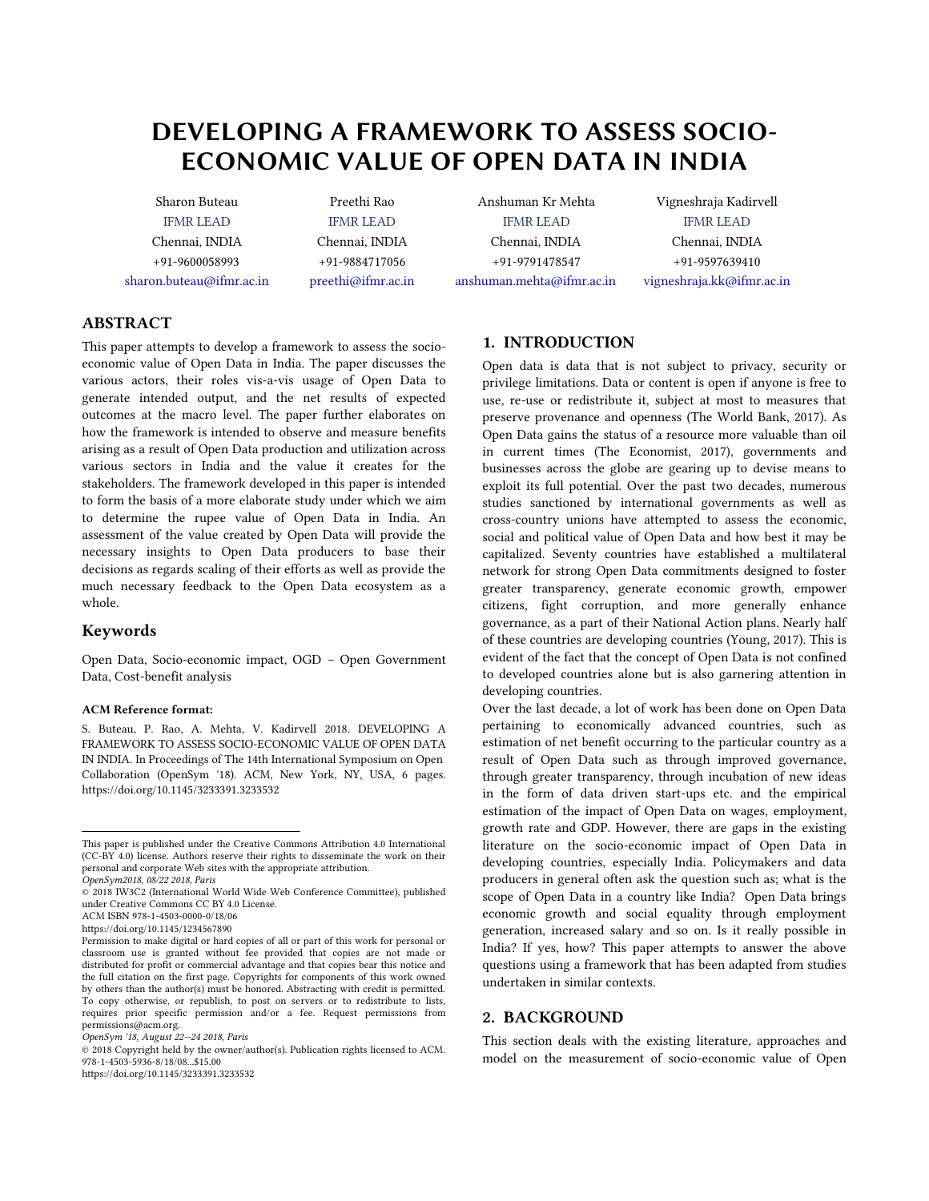# DEVELOPING A FRAMEWORK TO ASSESS SOCIO-ECONOMIC VALUE OF OPEN DATA IN INDIA

Sharon Buteau
IFMR LEAD
Chennai, INDIA
+91-9600058993
sharon.buteau@ifmr.ac.in

Preethi Rao
IFMR LEAD
Chennai, INDIA
+91-9884717056
preethi@ifmr.ac.in

Anshuman Kr Mehta
IFMR LEAD
Chennai, INDIA
+91-9791478547
anshuman.mehta@ifmr.ac.in

Vigneshraja Kadirvell
IFMR LEAD
Chennai, INDIA
+91-9597639410
vigneshraja.kk@ifmr.ac.in

## ABSTRACT

This paper attempts to develop a framework to assess the socio-economic value of Open Data in India. The paper discusses the various actors, their roles vis-a-vis usage of Open Data to generate intended output, and the net results of expected outcomes at the macro level. The paper further elaborates on how the framework is intended to observe and measure benefits arising as a result of Open Data production and utilization across various sectors in India and the value it creates for the stakeholders. The framework developed in this paper is intended to form the basis of a more elaborate study under which we aim to determine the rupee value of Open Data in India. An assessment of the value created by Open Data will provide the necessary insights to Open Data producers to base their decisions as regards scaling of their efforts as well as provide the much necessary feedback to the Open Data ecosystem as a whole.

### Keywords

Open Data, Socio-economic impact, OGD – Open Government Data, Cost-benefit analysis

**ACM Reference format:**

S. Buteau, P. Rao, A. Mehta, V. Kadirvell 2018. DEVELOPING A FRAMEWORK TO ASSESS SOCIO-ECONOMIC VALUE OF OPEN DATA IN INDIA. In Proceedings of The 14th International Symposium on Open Collaboration (OpenSym '18). ACM, New York, NY, USA, 6 pages. https://doi.org/10.1145/3233391.3233532

This paper is published under the Creative Commons Attribution 4.0 International (CC-BY 4.0) license. Authors reserve their rights to disseminate the work on their personal and corporate Web sites with the appropriate attribution.
*OpenSym2018, 08/22 2018, Paris*
© 2018 IW3C2 (International World Wide Web Conference Committee), published under Creative Commons CC BY 4.0 License.
ACM ISBN 978-1-4503-0000-0/18/06
https://doi.org/10.1145/1234567890
Permission to make digital or hard copies of all or part of this work for personal or classroom use is granted without fee provided that copies are not made or distributed for profit or commercial advantage and that copies bear this notice and the full citation on the first page. Copyrights for components of this work owned by others than the author(s) must be honored. Abstracting with credit is permitted. To copy otherwise, or republish, to post on servers or to redistribute to lists, requires prior specific permission and/or a fee. Request permissions from permissions@acm.org.
*OpenSym '18, August 22--24 2018, Paris*
© 2018 Copyright held by the owner/author(s). Publication rights licensed to ACM. 978-1-4503-5936-8/18/08...$15.00
https://doi.org/10.1145/3233391.3233532

## 1. INTRODUCTION

Open data is data that is not subject to privacy, security or privilege limitations. Data or content is open if anyone is free to use, re-use or redistribute it, subject at most to measures that preserve provenance and openness (The World Bank, 2017). As Open Data gains the status of a resource more valuable than oil in current times (The Economist, 2017), governments and businesses across the globe are gearing up to devise means to exploit its full potential. Over the past two decades, numerous studies sanctioned by international governments as well as cross-country unions have attempted to assess the economic, social and political value of Open Data and how best it may be capitalized. Seventy countries have established a multilateral network for strong Open Data commitments designed to foster greater transparency, generate economic growth, empower citizens, fight corruption, and more generally enhance governance, as a part of their National Action plans. Nearly half of these countries are developing countries (Young, 2017). This is evident of the fact that the concept of Open Data is not confined to developed countries alone but is also garnering attention in developing countries.

Over the last decade, a lot of work has been done on Open Data pertaining to economically advanced countries, such as estimation of net benefit occurring to the particular country as a result of Open Data such as through improved governance, through greater transparency, through incubation of new ideas in the form of data driven start-ups etc. and the empirical estimation of the impact of Open Data on wages, employment, growth rate and GDP. However, there are gaps in the existing literature on the socio-economic impact of Open Data in developing countries, especially India. Policymakers and data producers in general often ask the question such as; what is the scope of Open Data in a country like India? Open Data brings economic growth and social equality through employment generation, increased salary and so on. Is it really possible in India? If yes, how? This paper attempts to answer the above questions using a framework that has been adapted from studies undertaken in similar contexts.

## 2. BACKGROUND

This section deals with the existing literature, approaches and model on the measurement of socio-economic value of Open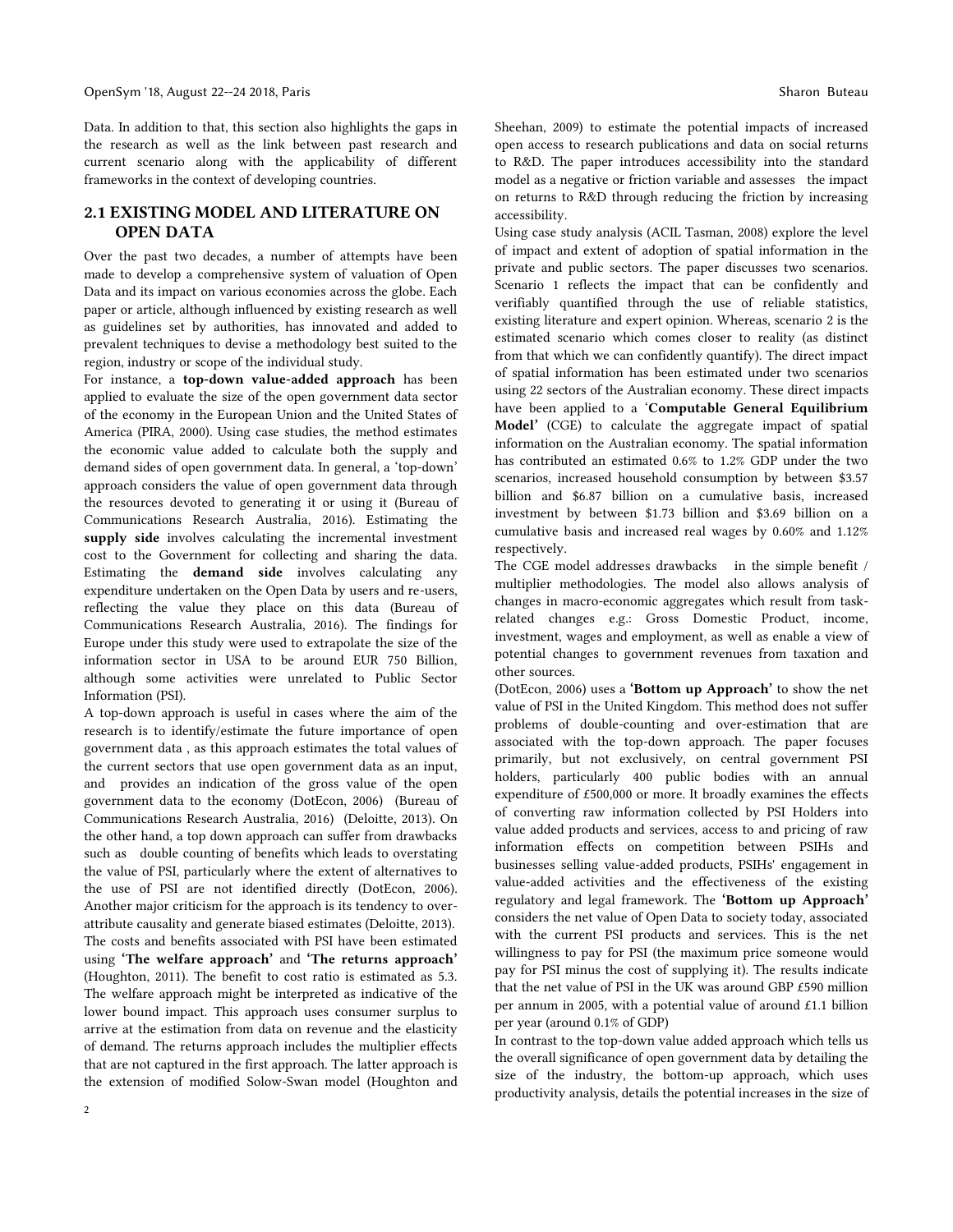Data. In addition to that, this section also highlights the gaps in the research as well as the link between past research and current scenario along with the applicability of different frameworks in the context of developing countries.

## 2.1 EXISTING MODEL AND LITERATURE ON OPEN DATA

Over the past two decades, a number of attempts have been made to develop a comprehensive system of valuation of Open Data and its impact on various economies across the globe. Each paper or article, although influenced by existing research as well as guidelines set by authorities, has innovated and added to prevalent techniques to devise a methodology best suited to the region, industry or scope of the individual study.

For instance, a **top-down value-added approach** has been applied to evaluate the size of the open government data sector of the economy in the European Union and the United States of America (PIRA, 2000). Using case studies, the method estimates the economic value added to calculate both the supply and demand sides of open government data. In general, a 'top-down' approach considers the value of open government data through the resources devoted to generating it or using it (Bureau of Communications Research Australia, 2016). Estimating the **supply side** involves calculating the incremental investment cost to the Government for collecting and sharing the data. Estimating the **demand side** involves calculating any expenditure undertaken on the Open Data by users and re-users, reflecting the value they place on this data (Bureau of Communications Research Australia, 2016). The findings for Europe under this study were used to extrapolate the size of the information sector in USA to be around EUR 750 Billion, although some activities were unrelated to Public Sector Information (PSI).

A top-down approach is useful in cases where the aim of the research is to identify/estimate the future importance of open government data , as this approach estimates the total values of the current sectors that use open government data as an input, and provides an indication of the gross value of the open government data to the economy (DotEcon, 2006) (Bureau of Communications Research Australia, 2016) (Deloitte, 2013). On the other hand, a top down approach can suffer from drawbacks such as double counting of benefits which leads to overstating the value of PSI, particularly where the extent of alternatives to the use of PSI are not identified directly (DotEcon, 2006). Another major criticism for the approach is its tendency to over-attribute causality and generate biased estimates (Deloitte, 2013).

The costs and benefits associated with PSI have been estimated using **'The welfare approach'** and **'The returns approach'** (Houghton, 2011). The benefit to cost ratio is estimated as 5.3. The welfare approach might be interpreted as indicative of the lower bound impact. This approach uses consumer surplus to arrive at the estimation from data on revenue and the elasticity of demand. The returns approach includes the multiplier effects that are not captured in the first approach. The latter approach is the extension of modified Solow-Swan model (Houghton and Sheehan, 2009) to estimate the potential impacts of increased open access to research publications and data on social returns to R&D. The paper introduces accessibility into the standard model as a negative or friction variable and assesses the impact on returns to R&D through reducing the friction by increasing accessibility.

Using case study analysis (ACIL Tasman, 2008) explore the level of impact and extent of adoption of spatial information in the private and public sectors. The paper discusses two scenarios. Scenario 1 reflects the impact that can be confidently and verifiably quantified through the use of reliable statistics, existing literature and expert opinion. Whereas, scenario 2 is the estimated scenario which comes closer to reality (as distinct from that which we can confidently quantify). The direct impact of spatial information has been estimated under two scenarios using 22 sectors of the Australian economy. These direct impacts have been applied to a '**Computable General Equilibrium Model**' (CGE) to calculate the aggregate impact of spatial information on the Australian economy. The spatial information has contributed an estimated 0.6% to 1.2% GDP under the two scenarios, increased household consumption by between $3.57 billion and $6.87 billion on a cumulative basis, increased investment by between $1.73 billion and $3.69 billion on a cumulative basis and increased real wages by 0.60% and 1.12% respectively.

The CGE model addresses drawbacks in the simple benefit / multiplier methodologies. The model also allows analysis of changes in macro-economic aggregates which result from task-related changes e.g.: Gross Domestic Product, income, investment, wages and employment, as well as enable a view of potential changes to government revenues from taxation and other sources.

(DotEcon, 2006) uses a **'Bottom up Approach'** to show the net value of PSI in the United Kingdom. This method does not suffer problems of double-counting and over-estimation that are associated with the top-down approach. The paper focuses primarily, but not exclusively, on central government PSI holders, particularly 400 public bodies with an annual expenditure of £500,000 or more. It broadly examines the effects of converting raw information collected by PSI Holders into value added products and services, access to and pricing of raw information effects on competition between PSIHs and businesses selling value-added products, PSIHs' engagement in value-added activities and the effectiveness of the existing regulatory and legal framework. The **'Bottom up Approach'** considers the net value of Open Data to society today, associated with the current PSI products and services. This is the net willingness to pay for PSI (the maximum price someone would pay for PSI minus the cost of supplying it). The results indicate that the net value of PSI in the UK was around GBP £590 million per annum in 2005, with a potential value of around £1.1 billion per year (around 0.1% of GDP)

In contrast to the top-down value added approach which tells us the overall significance of open government data by detailing the size of the industry, the bottom-up approach, which uses productivity analysis, details the potential increases in the size of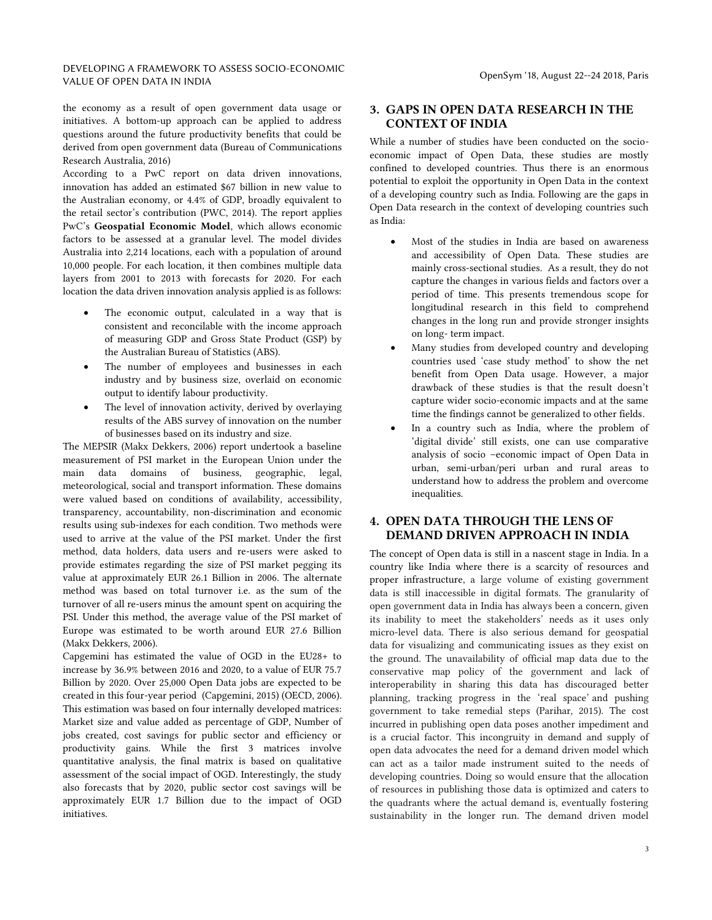the economy as a result of open government data usage or initiatives. A bottom-up approach can be applied to address questions around the future productivity benefits that could be derived from open government data (Bureau of Communications Research Australia, 2016)

According to a PwC report on data driven innovations, innovation has added an estimated $67 billion in new value to the Australian economy, or 4.4% of GDP, broadly equivalent to the retail sector's contribution (PWC, 2014). The report applies PwC's **Geospatial Economic Model**, which allows economic factors to be assessed at a granular level. The model divides Australia into 2,214 locations, each with a population of around 10,000 people. For each location, it then combines multiple data layers from 2001 to 2013 with forecasts for 2020. For each location the data driven innovation analysis applied is as follows:

- The economic output, calculated in a way that is consistent and reconcilable with the income approach of measuring GDP and Gross State Product (GSP) by the Australian Bureau of Statistics (ABS).
- The number of employees and businesses in each industry and by business size, overlaid on economic output to identify labour productivity.
- The level of innovation activity, derived by overlaying results of the ABS survey of innovation on the number of businesses based on its industry and size.

The MEPSIR (Makx Dekkers, 2006) report undertook a baseline measurement of PSI market in the European Union under the main data domains of business, geographic, legal, meteorological, social and transport information. These domains were valued based on conditions of availability, accessibility, transparency, accountability, non-discrimination and economic results using sub-indexes for each condition. Two methods were used to arrive at the value of the PSI market. Under the first method, data holders, data users and re-users were asked to provide estimates regarding the size of PSI market pegging its value at approximately EUR 26.1 Billion in 2006. The alternate method was based on total turnover i.e. as the sum of the turnover of all re-users minus the amount spent on acquiring the PSI. Under this method, the average value of the PSI market of Europe was estimated to be worth around EUR 27.6 Billion (Makx Dekkers, 2006).

Capgemini has estimated the value of OGD in the EU28+ to increase by 36.9% between 2016 and 2020, to a value of EUR 75.7 Billion by 2020. Over 25,000 Open Data jobs are expected to be created in this four-year period (Capgemini, 2015) (OECD, 2006). This estimation was based on four internally developed matrices: Market size and value added as percentage of GDP, Number of jobs created, cost savings for public sector and efficiency or productivity gains. While the first 3 matrices involve quantitative analysis, the final matrix is based on qualitative assessment of the social impact of OGD. Interestingly, the study also forecasts that by 2020, public sector cost savings will be approximately EUR 1.7 Billion due to the impact of OGD initiatives.

## 3. GAPS IN OPEN DATA RESEARCH IN THE CONTEXT OF INDIA

While a number of studies have been conducted on the socio-economic impact of Open Data, these studies are mostly confined to developed countries. Thus there is an enormous potential to exploit the opportunity in Open Data in the context of a developing country such as India. Following are the gaps in Open Data research in the context of developing countries such as India:

- Most of the studies in India are based on awareness and accessibility of Open Data. These studies are mainly cross-sectional studies. As a result, they do not capture the changes in various fields and factors over a period of time. This presents tremendous scope for longitudinal research in this field to comprehend changes in the long run and provide stronger insights on long- term impact.
- Many studies from developed country and developing countries used 'case study method' to show the net benefit from Open Data usage. However, a major drawback of these studies is that the result doesn't capture wider socio-economic impacts and at the same time the findings cannot be generalized to other fields.
- In a country such as India, where the problem of 'digital divide' still exists, one can use comparative analysis of socio –economic impact of Open Data in urban, semi-urban/peri urban and rural areas to understand how to address the problem and overcome inequalities.

## 4. OPEN DATA THROUGH THE LENS OF DEMAND DRIVEN APPROACH IN INDIA

The concept of Open data is still in a nascent stage in India. In a country like India where there is a scarcity of resources and proper infrastructure, a large volume of existing government data is still inaccessible in digital formats. The granularity of open government data in India has always been a concern, given its inability to meet the stakeholders' needs as it uses only micro-level data. There is also serious demand for geospatial data for visualizing and communicating issues as they exist on the ground. The unavailability of official map data due to the conservative map policy of the government and lack of interoperability in sharing this data has discouraged better planning, tracking progress in the 'real space' and pushing government to take remedial steps (Parihar, 2015). The cost incurred in publishing open data poses another impediment and is a crucial factor. This incongruity in demand and supply of open data advocates the need for a demand driven model which can act as a tailor made instrument suited to the needs of developing countries. Doing so would ensure that the allocation of resources in publishing those data is optimized and caters to the quadrants where the actual demand is, eventually fostering sustainability in the longer run. The demand driven model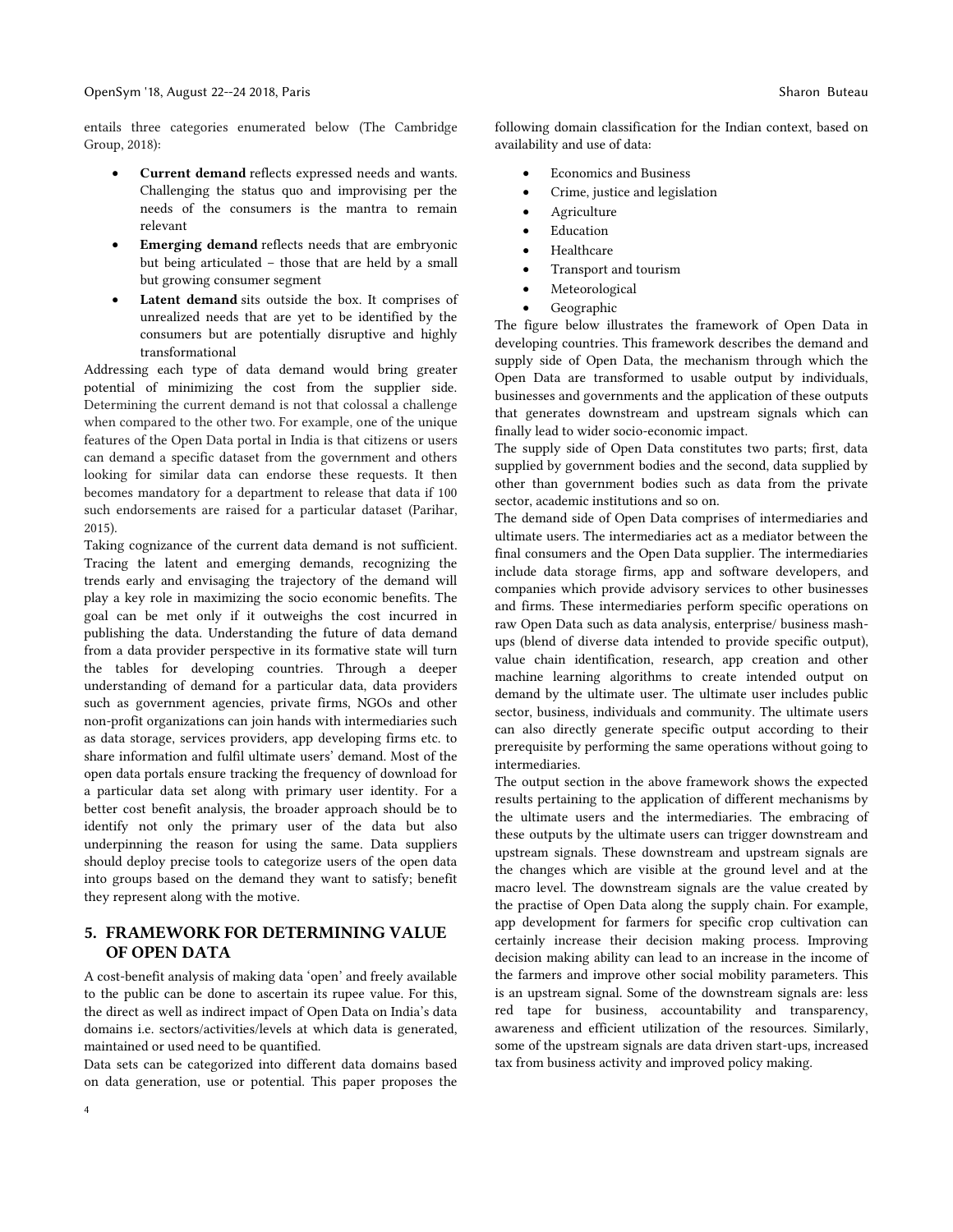entails three categories enumerated below (The Cambridge Group, 2018):

- **Current demand** reflects expressed needs and wants. Challenging the status quo and improvising per the needs of the consumers is the mantra to remain relevant
- **Emerging demand** reflects needs that are embryonic but being articulated – those that are held by a small but growing consumer segment
- **Latent demand** sits outside the box. It comprises of unrealized needs that are yet to be identified by the consumers but are potentially disruptive and highly transformational

Addressing each type of data demand would bring greater potential of minimizing the cost from the supplier side. Determining the current demand is not that colossal a challenge when compared to the other two. For example, one of the unique features of the Open Data portal in India is that citizens or users can demand a specific dataset from the government and others looking for similar data can endorse these requests. It then becomes mandatory for a department to release that data if 100 such endorsements are raised for a particular dataset (Parihar, 2015).

Taking cognizance of the current data demand is not sufficient. Tracing the latent and emerging demands, recognizing the trends early and envisaging the trajectory of the demand will play a key role in maximizing the socio economic benefits. The goal can be met only if it outweighs the cost incurred in publishing the data. Understanding the future of data demand from a data provider perspective in its formative state will turn the tables for developing countries. Through a deeper understanding of demand for a particular data, data providers such as government agencies, private firms, NGOs and other non-profit organizations can join hands with intermediaries such as data storage, services providers, app developing firms etc. to share information and fulfil ultimate users' demand. Most of the open data portals ensure tracking the frequency of download for a particular data set along with primary user identity. For a better cost benefit analysis, the broader approach should be to identify not only the primary user of the data but also underpinning the reason for using the same. Data suppliers should deploy precise tools to categorize users of the open data into groups based on the demand they want to satisfy; benefit they represent along with the motive.

## 5. FRAMEWORK FOR DETERMINING VALUE OF OPEN DATA

A cost-benefit analysis of making data 'open' and freely available to the public can be done to ascertain its rupee value. For this, the direct as well as indirect impact of Open Data on India's data domains i.e. sectors/activities/levels at which data is generated, maintained or used need to be quantified.

Data sets can be categorized into different data domains based on data generation, use or potential. This paper proposes the following domain classification for the Indian context, based on availability and use of data:

- Economics and Business
- Crime, justice and legislation
- Agriculture
- Education
- Healthcare
- Transport and tourism
- Meteorological
- Geographic

The figure below illustrates the framework of Open Data in developing countries. This framework describes the demand and supply side of Open Data, the mechanism through which the Open Data are transformed to usable output by individuals, businesses and governments and the application of these outputs that generates downstream and upstream signals which can finally lead to wider socio-economic impact.

The supply side of Open Data constitutes two parts; first, data supplied by government bodies and the second, data supplied by other than government bodies such as data from the private sector, academic institutions and so on.

The demand side of Open Data comprises of intermediaries and ultimate users. The intermediaries act as a mediator between the final consumers and the Open Data supplier. The intermediaries include data storage firms, app and software developers, and companies which provide advisory services to other businesses and firms. These intermediaries perform specific operations on raw Open Data such as data analysis, enterprise/ business mash-ups (blend of diverse data intended to provide specific output), value chain identification, research, app creation and other machine learning algorithms to create intended output on demand by the ultimate user. The ultimate user includes public sector, business, individuals and community. The ultimate users can also directly generate specific output according to their prerequisite by performing the same operations without going to intermediaries.

The output section in the above framework shows the expected results pertaining to the application of different mechanisms by the ultimate users and the intermediaries. The embracing of these outputs by the ultimate users can trigger downstream and upstream signals. These downstream and upstream signals are the changes which are visible at the ground level and at the macro level. The downstream signals are the value created by the practise of Open Data along the supply chain. For example, app development for farmers for specific crop cultivation can certainly increase their decision making process. Improving decision making ability can lead to an increase in the income of the farmers and improve other social mobility parameters. This is an upstream signal. Some of the downstream signals are: less red tape for business, accountability and transparency, awareness and efficient utilization of the resources. Similarly, some of the upstream signals are data driven start-ups, increased tax from business activity and improved policy making.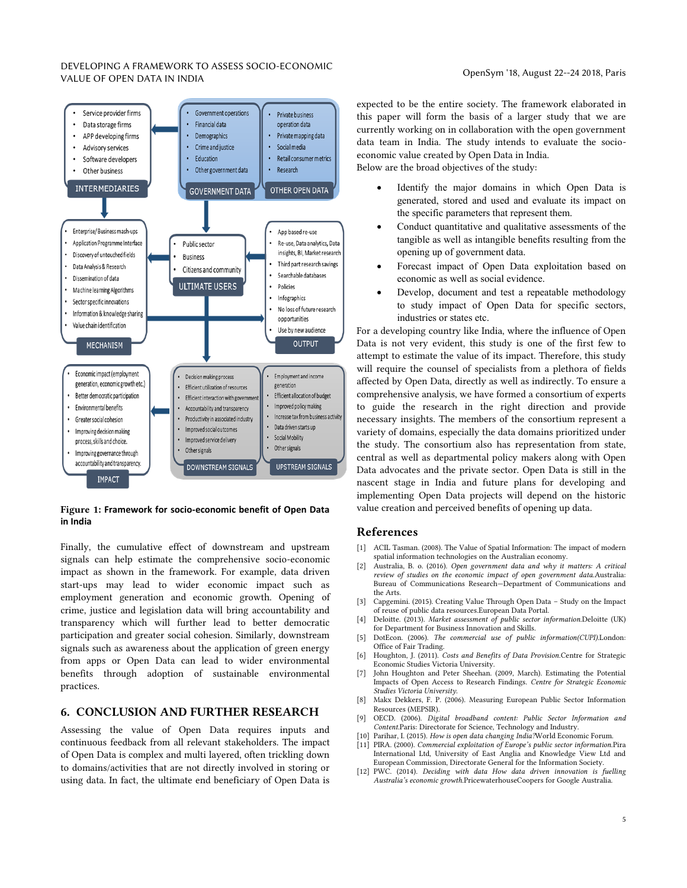Figure 1: Framework for socio-economic benefit of Open Data in India

Finally, the cumulative effect of downstream and upstream signals can help estimate the comprehensive socio-economic impact as shown in the framework. For example, data driven start-ups may lead to wider economic impact such as employment generation and economic growth. Opening of crime, justice and legislation data will bring accountability and transparency which will further lead to better democratic participation and greater social cohesion. Similarly, downstream signals such as awareness about the application of green energy from apps or Open Data can lead to wider environmental benefits through adoption of sustainable environmental practices.

## 6. CONCLUSION AND FURTHER RESEARCH

Assessing the value of Open Data requires inputs and continuous feedback from all relevant stakeholders. The impact of Open Data is complex and multi layered, often trickling down to domains/activities that are not directly involved in storing or using data. In fact, the ultimate end beneficiary of Open Data is expected to be the entire society. The framework elaborated in this paper will form the basis of a larger study that we are currently working on in collaboration with the open government data team in India. The study intends to evaluate the socio-economic value created by Open Data in India.

Below are the broad objectives of the study:

- Identify the major domains in which Open Data is generated, stored and used and evaluate its impact on the specific parameters that represent them.
- Conduct quantitative and qualitative assessments of the tangible as well as intangible benefits resulting from the opening up of government data.
- Forecast impact of Open Data exploitation based on economic as well as social evidence.
- Develop, document and test a repeatable methodology to study impact of Open Data for specific sectors, industries or states etc.

For a developing country like India, where the influence of Open Data is not very evident, this study is one of the first few to attempt to estimate the value of its impact. Therefore, this study will require the counsel of specialists from a plethora of fields affected by Open Data, directly as well as indirectly. To ensure a comprehensive analysis, we have formed a consortium of experts to guide the research in the right direction and provide necessary insights. The members of the consortium represent a variety of domains, especially the data domains prioritized under the study. The consortium also has representation from state, central as well as departmental policy makers along with Open Data advocates and the private sector. Open Data is still in the nascent stage in India and future plans for developing and implementing Open Data projects will depend on the historic value creation and perceived benefits of opening up data.

## References

[1] ACIL Tasman. (2008). The Value of Spatial Information: The impact of modern spatial information technologies on the Australian economy.

[2] Australia, B. o. (2016). *Open government data and why it matters: A critical review of studies on the economic impact of open government data.* Australia: Bureau of Communications Research—Department of Communications and the Arts.

[3] Capgemini. (2015). Creating Value Through Open Data – Study on the Impact of reuse of public data resources.European Data Portal.

[4] Deloitte. (2013). *Market assessment of public sector information.* Deloitte (UK) for Department for Business Innovation and Skills.

[5] DotEcon. (2006). *The commercial use of public information(CUPI).* London: Office of Fair Trading.

[6] Houghton, J. (2011). *Costs and Benefits of Data Provision.* Centre for Strategic Economic Studies Victoria University.

[7] John Houghton and Peter Sheehan. (2009, March). Estimating the Potential Impacts of Open Access to Research Findings. *Centre for Strategic Economic Studies Victoria University.*

[8] Makx Dekkers, F. P. (2006). Measuring European Public Sector Information Resources (MEPSIR).

[9] OECD. (2006). *Digital broadband content: Public Sector Information and Content.* Paris: Directorate for Science, Technology and Industry.

[10] Parihar, I. (2015). *How is open data changing India?* World Economic Forum.

[11] PIRA. (2000). *Commercial exploitation of Europe's public sector information.* Pira International Ltd, University of East Anglia and Knowledge View Ltd and European Commission, Directorate General for the Information Society.

[12] PWC. (2014). *Deciding with data How data driven innovation is fuelling Australia's economic growth.* PricewaterhouseCoopers for Google Australia.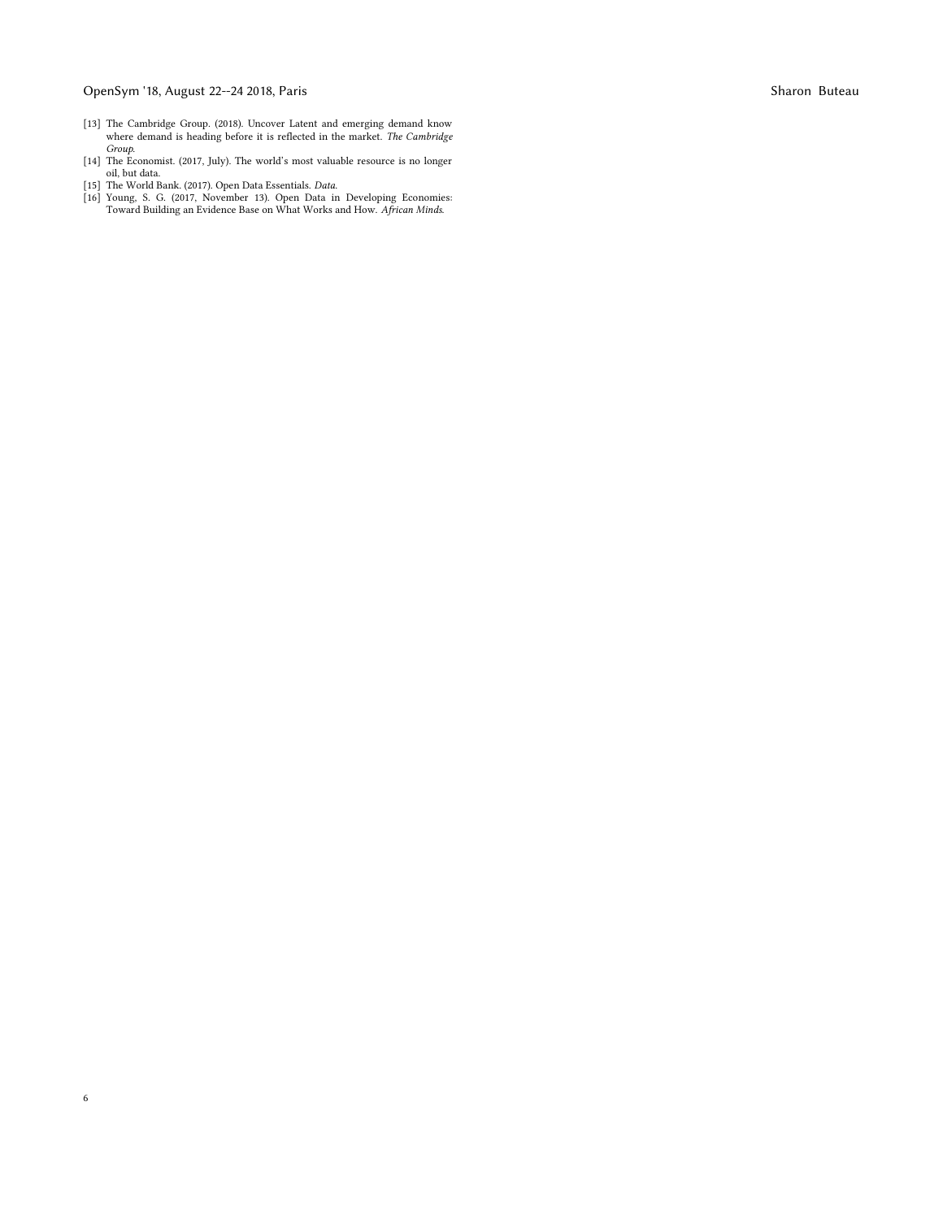[13] The Cambridge Group. (2018). Uncover Latent and emerging demand know where demand is heading before it is reflected in the market. *The Cambridge Group.*

[14] The Economist. (2017, July). The world's most valuable resource is no longer oil, but data.

[15] The World Bank. (2017). Open Data Essentials. *Data.*

[16] Young, S. G. (2017, November 13). Open Data in Developing Economies: Toward Building an Evidence Base on What Works and How. *African Minds.*